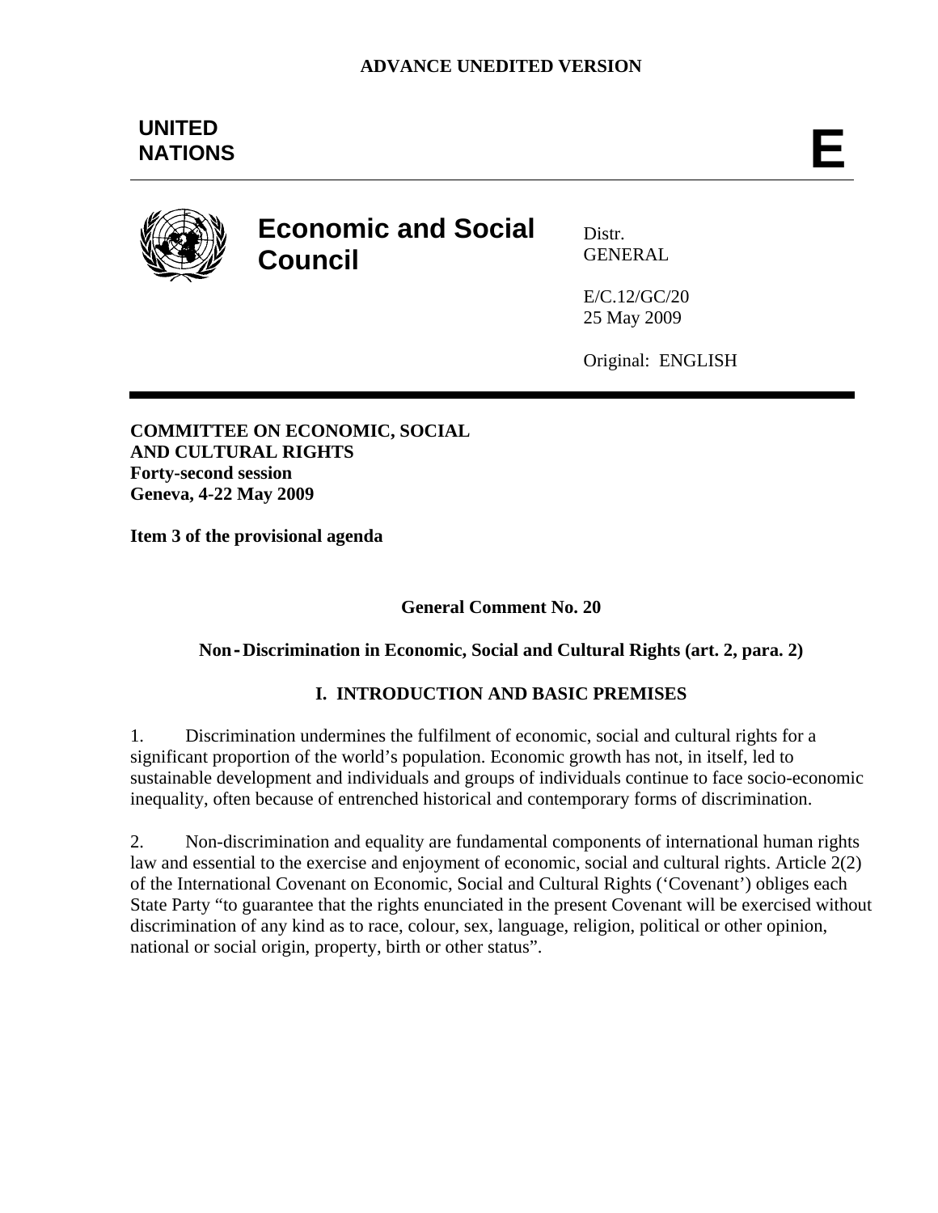**ADVANCE UNEDITED VERSION**

**UNITED NATIONS** **E**

# Economic and Social Council

Distr.
GENERAL

E/C.12/GC/20
25 May 2009

Original: ENGLISH

**COMMITTEE ON ECONOMIC, SOCIAL AND CULTURAL RIGHTS**
**Forty-second session**
**Geneva, 4-22 May 2009**

**Item 3 of the provisional agenda**

## General Comment No. 20

## Non-Discrimination in Economic, Social and Cultural Rights (art. 2, para. 2)

### I. INTRODUCTION AND BASIC PREMISES

1. Discrimination undermines the fulfilment of economic, social and cultural rights for a significant proportion of the world's population. Economic growth has not, in itself, led to sustainable development and individuals and groups of individuals continue to face socio-economic inequality, often because of entrenched historical and contemporary forms of discrimination.

2. Non-discrimination and equality are fundamental components of international human rights law and essential to the exercise and enjoyment of economic, social and cultural rights. Article 2(2) of the International Covenant on Economic, Social and Cultural Rights ('Covenant') obliges each State Party "to guarantee that the rights enunciated in the present Covenant will be exercised without discrimination of any kind as to race, colour, sex, language, religion, political or other opinion, national or social origin, property, birth or other status".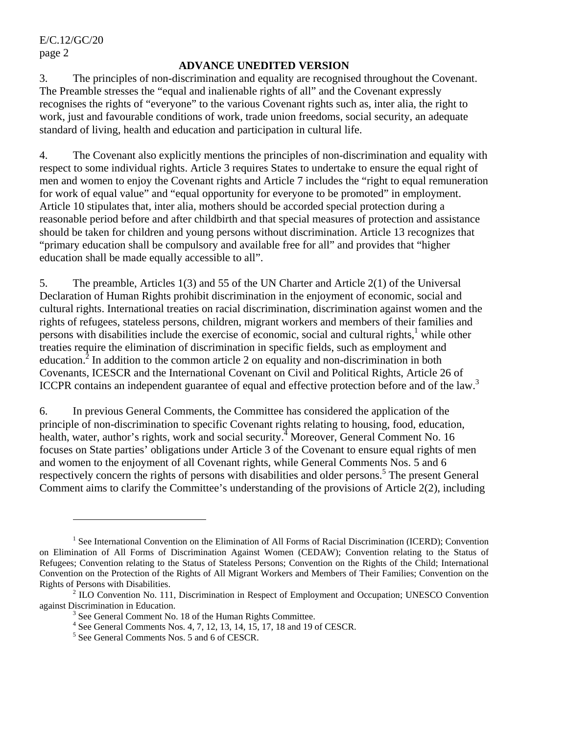**ADVANCE UNEDITED VERSION**

3. The principles of non-discrimination and equality are recognised throughout the Covenant. The Preamble stresses the "equal and inalienable rights of all" and the Covenant expressly recognises the rights of "everyone" to the various Covenant rights such as, inter alia, the right to work, just and favourable conditions of work, trade union freedoms, social security, an adequate standard of living, health and education and participation in cultural life.

4. The Covenant also explicitly mentions the principles of non-discrimination and equality with respect to some individual rights. Article 3 requires States to undertake to ensure the equal right of men and women to enjoy the Covenant rights and Article 7 includes the "right to equal remuneration for work of equal value" and "equal opportunity for everyone to be promoted" in employment. Article 10 stipulates that, inter alia, mothers should be accorded special protection during a reasonable period before and after childbirth and that special measures of protection and assistance should be taken for children and young persons without discrimination. Article 13 recognizes that "primary education shall be compulsory and available free for all" and provides that "higher education shall be made equally accessible to all".

5. The preamble, Articles 1(3) and 55 of the UN Charter and Article 2(1) of the Universal Declaration of Human Rights prohibit discrimination in the enjoyment of economic, social and cultural rights. International treaties on racial discrimination, discrimination against women and the rights of refugees, stateless persons, children, migrant workers and members of their families and persons with disabilities include the exercise of economic, social and cultural rights,[1] while other treaties require the elimination of discrimination in specific fields, such as employment and education.[2] In addition to the common article 2 on equality and non-discrimination in both Covenants, ICESCR and the International Covenant on Civil and Political Rights, Article 26 of ICCPR contains an independent guarantee of equal and effective protection before and of the law.[3]

6. In previous General Comments, the Committee has considered the application of the principle of non-discrimination to specific Covenant rights relating to housing, food, education, health, water, author's rights, work and social security.[4] Moreover, General Comment No. 16 focuses on State parties' obligations under Article 3 of the Covenant to ensure equal rights of men and women to the enjoyment of all Covenant rights, while General Comments Nos. 5 and 6 respectively concern the rights of persons with disabilities and older persons.[5] The present General Comment aims to clarify the Committee's understanding of the provisions of Article 2(2), including

---

[1] See International Convention on the Elimination of All Forms of Racial Discrimination (ICERD); Convention on Elimination of All Forms of Discrimination Against Women (CEDAW); Convention relating to the Status of Refugees; Convention relating to the Status of Stateless Persons; Convention on the Rights of the Child; International Convention on the Protection of the Rights of All Migrant Workers and Members of Their Families; Convention on the Rights of Persons with Disabilities.

[2] ILO Convention No. 111, Discrimination in Respect of Employment and Occupation; UNESCO Convention against Discrimination in Education.

[3] See General Comment No. 18 of the Human Rights Committee.

[4] See General Comments Nos. 4, 7, 12, 13, 14, 15, 17, 18 and 19 of CESCR.

[5] See General Comments Nos. 5 and 6 of CESCR.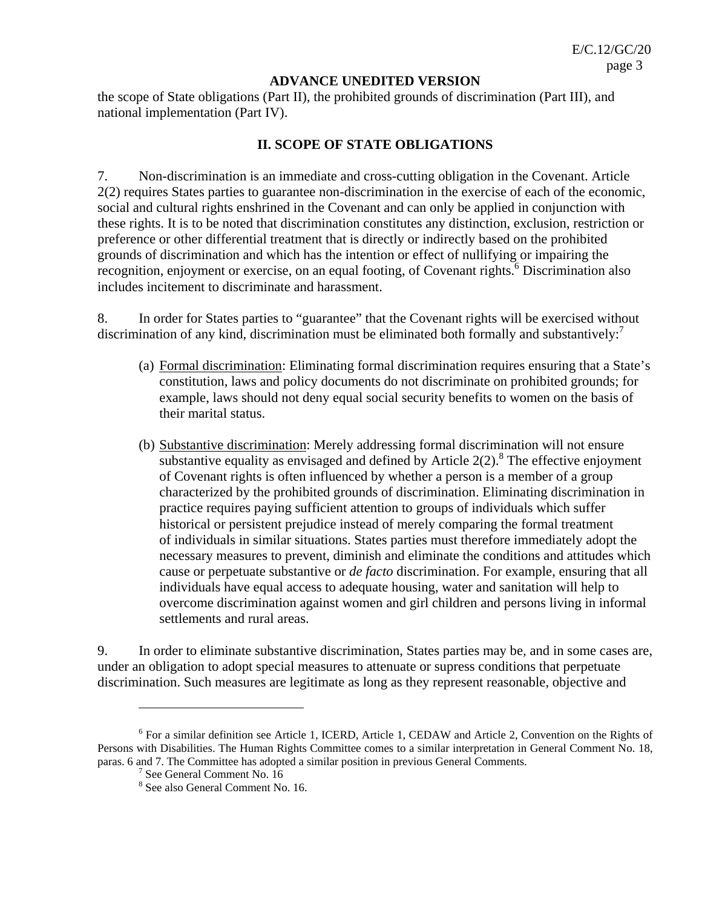the scope of State obligations (Part II), the prohibited grounds of discrimination (Part III), and national implementation (Part IV).

## II. SCOPE OF STATE OBLIGATIONS

7. Non-discrimination is an immediate and cross-cutting obligation in the Covenant. Article 2(2) requires States parties to guarantee non-discrimination in the exercise of each of the economic, social and cultural rights enshrined in the Covenant and can only be applied in conjunction with these rights. It is to be noted that discrimination constitutes any distinction, exclusion, restriction or preference or other differential treatment that is directly or indirectly based on the prohibited grounds of discrimination and which has the intention or effect of nullifying or impairing the recognition, enjoyment or exercise, on an equal footing, of Covenant rights.[6] Discrimination also includes incitement to discriminate and harassment.

8. In order for States parties to "guarantee" that the Covenant rights will be exercised without discrimination of any kind, discrimination must be eliminated both formally and substantively:[7]

(a) Formal discrimination: Eliminating formal discrimination requires ensuring that a State's constitution, laws and policy documents do not discriminate on prohibited grounds; for example, laws should not deny equal social security benefits to women on the basis of their marital status.

(b) Substantive discrimination: Merely addressing formal discrimination will not ensure substantive equality as envisaged and defined by Article 2(2).[8] The effective enjoyment of Covenant rights is often influenced by whether a person is a member of a group characterized by the prohibited grounds of discrimination. Eliminating discrimination in practice requires paying sufficient attention to groups of individuals which suffer historical or persistent prejudice instead of merely comparing the formal treatment of individuals in similar situations. States parties must therefore immediately adopt the necessary measures to prevent, diminish and eliminate the conditions and attitudes which cause or perpetuate substantive or *de facto* discrimination. For example, ensuring that all individuals have equal access to adequate housing, water and sanitation will help to overcome discrimination against women and girl children and persons living in informal settlements and rural areas.

9. In order to eliminate substantive discrimination, States parties may be, and in some cases are, under an obligation to adopt special measures to attenuate or supress conditions that perpetuate discrimination. Such measures are legitimate as long as they represent reasonable, objective and

---

[6] For a similar definition see Article 1, ICERD, Article 1, CEDAW and Article 2, Convention on the Rights of Persons with Disabilities. The Human Rights Committee comes to a similar interpretation in General Comment No. 18, paras. 6 and 7. The Committee has adopted a similar position in previous General Comments.

[7] See General Comment No. 16

[8] See also General Comment No. 16.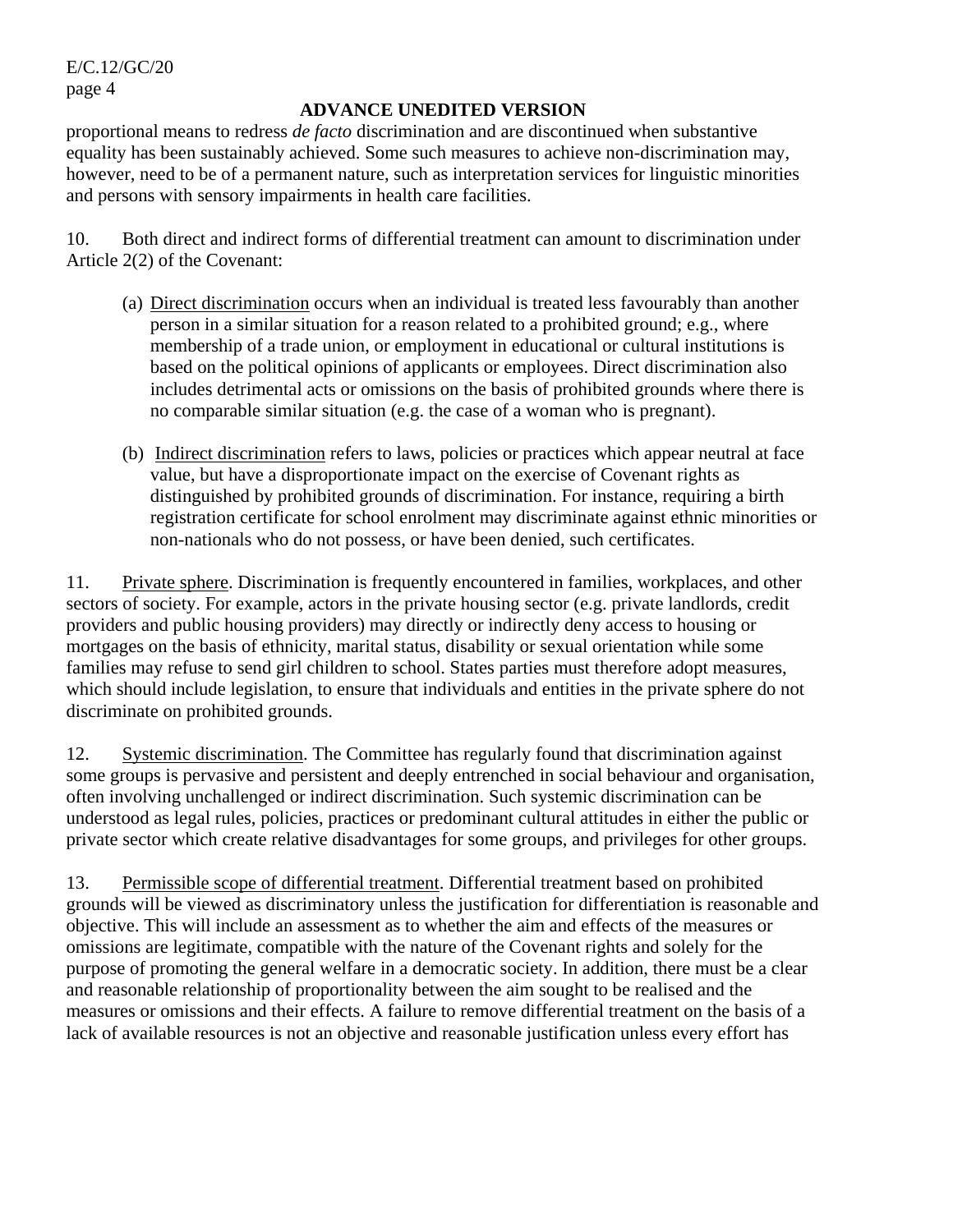proportional means to redress *de facto* discrimination and are discontinued when substantive equality has been sustainably achieved. Some such measures to achieve non-discrimination may, however, need to be of a permanent nature, such as interpretation services for linguistic minorities and persons with sensory impairments in health care facilities.

10. Both direct and indirect forms of differential treatment can amount to discrimination under Article 2(2) of the Covenant:

(a) Direct discrimination occurs when an individual is treated less favourably than another person in a similar situation for a reason related to a prohibited ground; e.g., where membership of a trade union, or employment in educational or cultural institutions is based on the political opinions of applicants or employees. Direct discrimination also includes detrimental acts or omissions on the basis of prohibited grounds where there is no comparable similar situation (e.g. the case of a woman who is pregnant).

(b) Indirect discrimination refers to laws, policies or practices which appear neutral at face value, but have a disproportionate impact on the exercise of Covenant rights as distinguished by prohibited grounds of discrimination. For instance, requiring a birth registration certificate for school enrolment may discriminate against ethnic minorities or non-nationals who do not possess, or have been denied, such certificates.

11. Private sphere. Discrimination is frequently encountered in families, workplaces, and other sectors of society. For example, actors in the private housing sector (e.g. private landlords, credit providers and public housing providers) may directly or indirectly deny access to housing or mortgages on the basis of ethnicity, marital status, disability or sexual orientation while some families may refuse to send girl children to school. States parties must therefore adopt measures, which should include legislation, to ensure that individuals and entities in the private sphere do not discriminate on prohibited grounds.

12. Systemic discrimination. The Committee has regularly found that discrimination against some groups is pervasive and persistent and deeply entrenched in social behaviour and organisation, often involving unchallenged or indirect discrimination. Such systemic discrimination can be understood as legal rules, policies, practices or predominant cultural attitudes in either the public or private sector which create relative disadvantages for some groups, and privileges for other groups.

13. Permissible scope of differential treatment. Differential treatment based on prohibited grounds will be viewed as discriminatory unless the justification for differentiation is reasonable and objective. This will include an assessment as to whether the aim and effects of the measures or omissions are legitimate, compatible with the nature of the Covenant rights and solely for the purpose of promoting the general welfare in a democratic society. In addition, there must be a clear and reasonable relationship of proportionality between the aim sought to be realised and the measures or omissions and their effects. A failure to remove differential treatment on the basis of a lack of available resources is not an objective and reasonable justification unless every effort has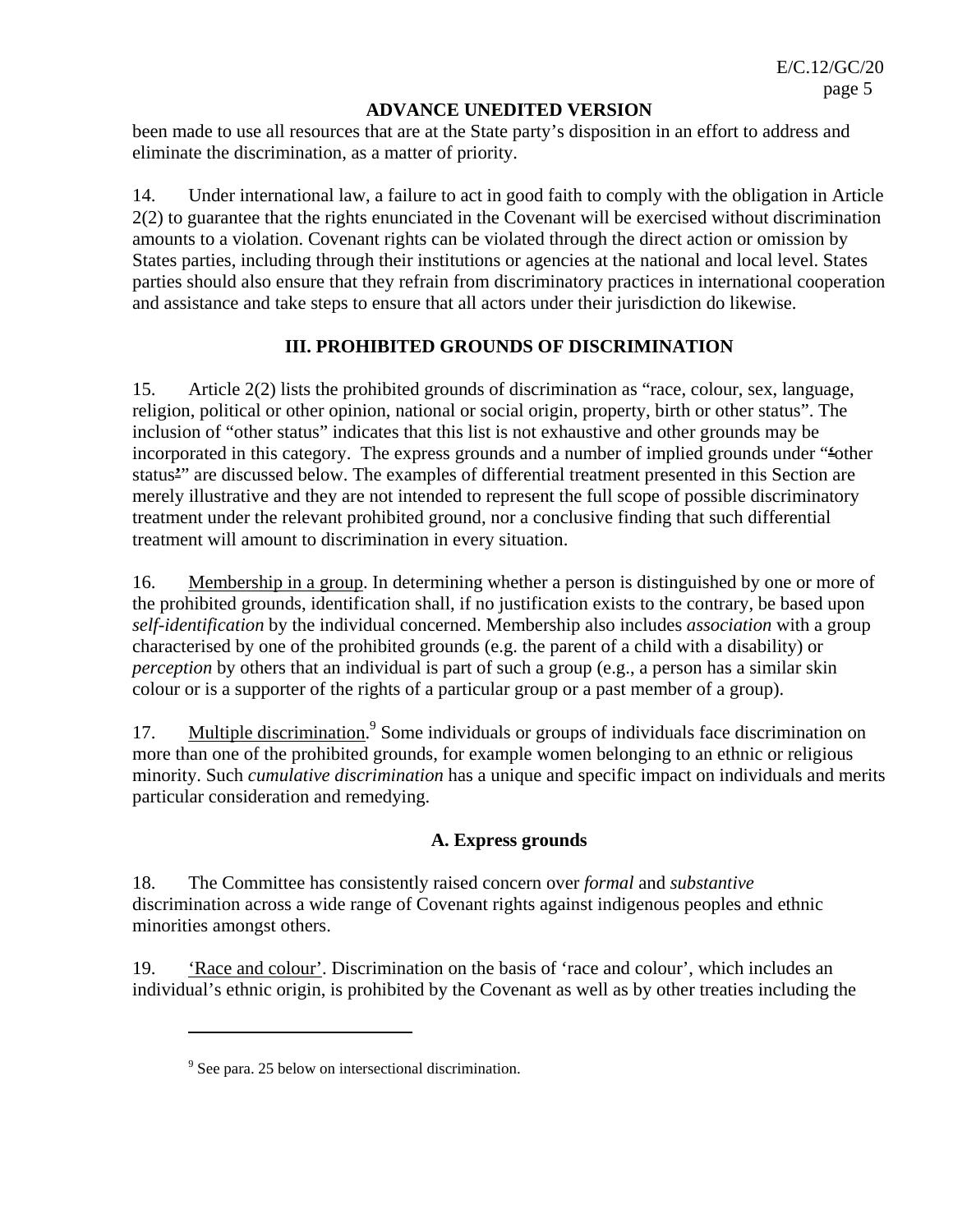been made to use all resources that are at the State party's disposition in an effort to address and eliminate the discrimination, as a matter of priority.

14. Under international law, a failure to act in good faith to comply with the obligation in Article 2(2) to guarantee that the rights enunciated in the Covenant will be exercised without discrimination amounts to a violation. Covenant rights can be violated through the direct action or omission by States parties, including through their institutions or agencies at the national and local level. States parties should also ensure that they refrain from discriminatory practices in international cooperation and assistance and take steps to ensure that all actors under their jurisdiction do likewise.

## III. PROHIBITED GROUNDS OF DISCRIMINATION

15. Article 2(2) lists the prohibited grounds of discrimination as "race, colour, sex, language, religion, political or other opinion, national or social origin, property, birth or other status". The inclusion of "other status" indicates that this list is not exhaustive and other grounds may be incorporated in this category. The express grounds and a number of implied grounds under "'other status'" are discussed below. The examples of differential treatment presented in this Section are merely illustrative and they are not intended to represent the full scope of possible discriminatory treatment under the relevant prohibited ground, nor a conclusive finding that such differential treatment will amount to discrimination in every situation.

16. Membership in a group. In determining whether a person is distinguished by one or more of the prohibited grounds, identification shall, if no justification exists to the contrary, be based upon *self-identification* by the individual concerned. Membership also includes *association* with a group characterised by one of the prohibited grounds (e.g. the parent of a child with a disability) or *perception* by others that an individual is part of such a group (e.g., a person has a similar skin colour or is a supporter of the rights of a particular group or a past member of a group).

17. Multiple discrimination.[9] Some individuals or groups of individuals face discrimination on more than one of the prohibited grounds, for example women belonging to an ethnic or religious minority. Such *cumulative discrimination* has a unique and specific impact on individuals and merits particular consideration and remedying.

### A. Express grounds

18. The Committee has consistently raised concern over *formal* and *substantive* discrimination across a wide range of Covenant rights against indigenous peoples and ethnic minorities amongst others.

19. 'Race and colour'. Discrimination on the basis of 'race and colour', which includes an individual's ethnic origin, is prohibited by the Covenant as well as by other treaties including the

[9] See para. 25 below on intersectional discrimination.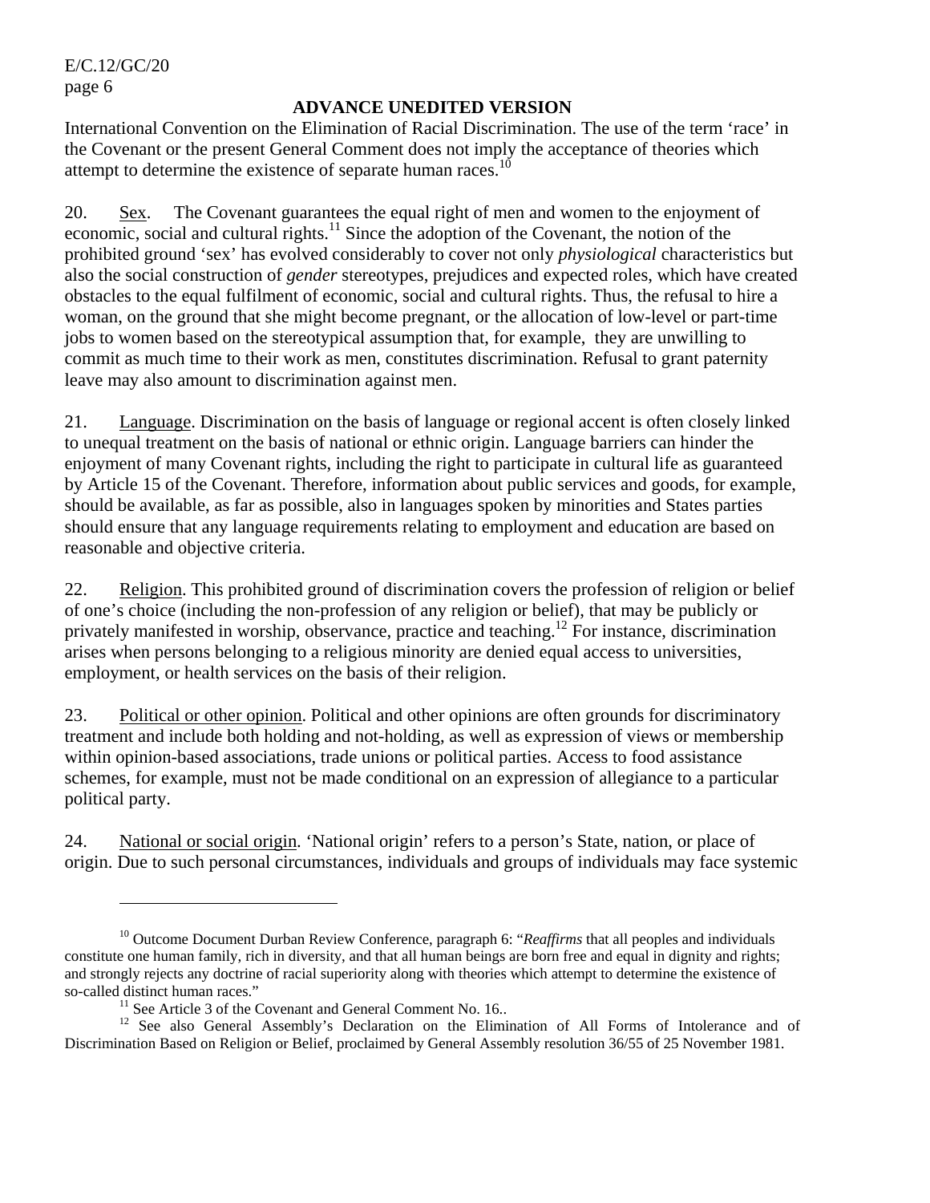**ADVANCE UNEDITED VERSION**

International Convention on the Elimination of Racial Discrimination. The use of the term 'race' in the Covenant or the present General Comment does not imply the acceptance of theories which attempt to determine the existence of separate human races.[10]

20. Sex. The Covenant guarantees the equal right of men and women to the enjoyment of economic, social and cultural rights.[11] Since the adoption of the Covenant, the notion of the prohibited ground 'sex' has evolved considerably to cover not only *physiological* characteristics but also the social construction of *gender* stereotypes, prejudices and expected roles, which have created obstacles to the equal fulfilment of economic, social and cultural rights. Thus, the refusal to hire a woman, on the ground that she might become pregnant, or the allocation of low-level or part-time jobs to women based on the stereotypical assumption that, for example, they are unwilling to commit as much time to their work as men, constitutes discrimination. Refusal to grant paternity leave may also amount to discrimination against men.

21. Language. Discrimination on the basis of language or regional accent is often closely linked to unequal treatment on the basis of national or ethnic origin. Language barriers can hinder the enjoyment of many Covenant rights, including the right to participate in cultural life as guaranteed by Article 15 of the Covenant. Therefore, information about public services and goods, for example, should be available, as far as possible, also in languages spoken by minorities and States parties should ensure that any language requirements relating to employment and education are based on reasonable and objective criteria.

22. Religion. This prohibited ground of discrimination covers the profession of religion or belief of one's choice (including the non-profession of any religion or belief), that may be publicly or privately manifested in worship, observance, practice and teaching.[12] For instance, discrimination arises when persons belonging to a religious minority are denied equal access to universities, employment, or health services on the basis of their religion.

23. Political or other opinion. Political and other opinions are often grounds for discriminatory treatment and include both holding and not-holding, as well as expression of views or membership within opinion-based associations, trade unions or political parties. Access to food assistance schemes, for example, must not be made conditional on an expression of allegiance to a particular political party.

24. National or social origin. 'National origin' refers to a person's State, nation, or place of origin. Due to such personal circumstances, individuals and groups of individuals may face systemic

---

[10] Outcome Document Durban Review Conference, paragraph 6: "*Reaffirms* that all peoples and individuals constitute one human family, rich in diversity, and that all human beings are born free and equal in dignity and rights; and strongly rejects any doctrine of racial superiority along with theories which attempt to determine the existence of so-called distinct human races."

[11] See Article 3 of the Covenant and General Comment No. 16..

[12] See also General Assembly's Declaration on the Elimination of All Forms of Intolerance and of Discrimination Based on Religion or Belief, proclaimed by General Assembly resolution 36/55 of 25 November 1981.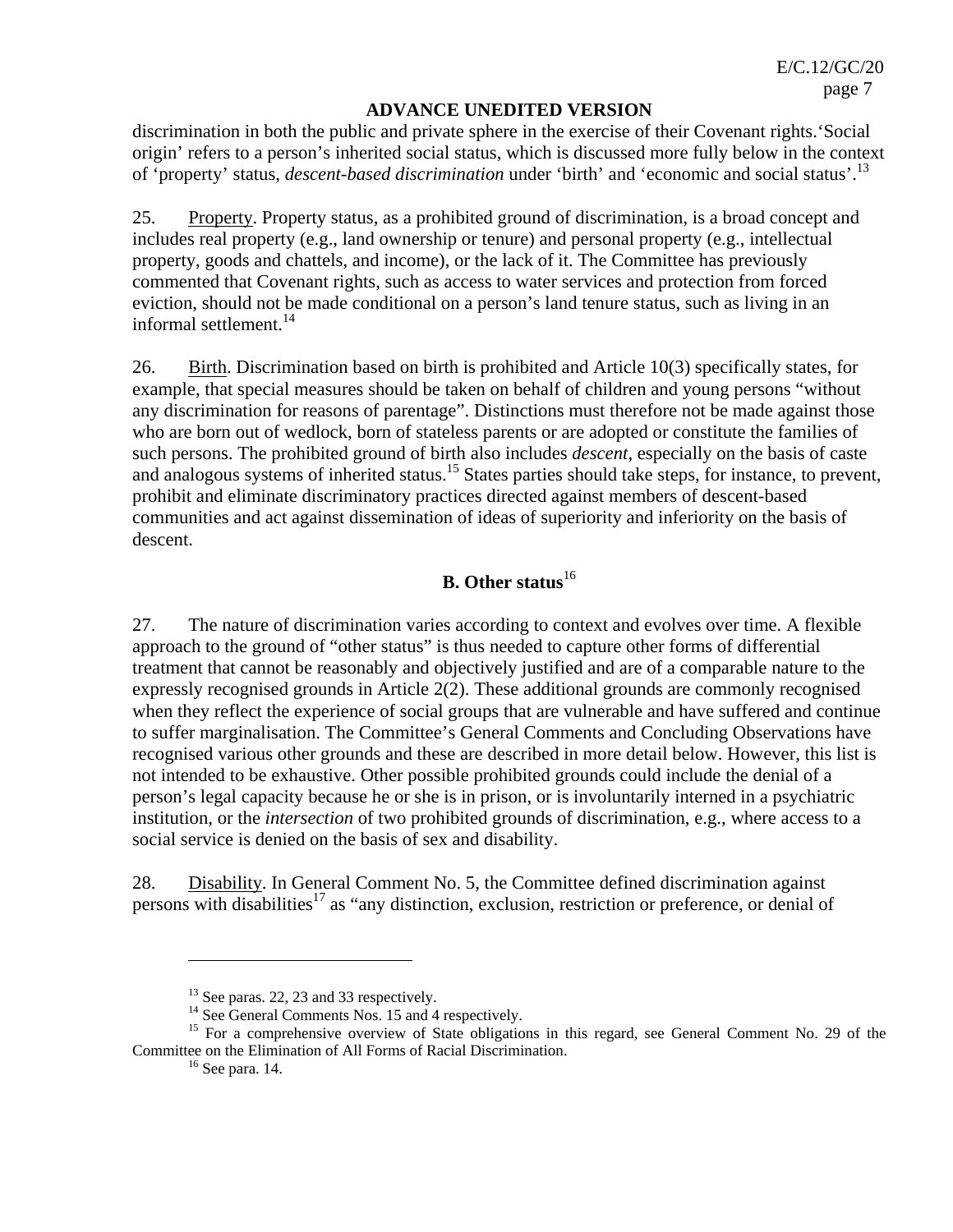discrimination in both the public and private sphere in the exercise of their Covenant rights.'Social origin' refers to a person's inherited social status, which is discussed more fully below in the context of 'property' status, *descent-based discrimination* under 'birth' and 'economic and social status'.[13]

25. Property. Property status, as a prohibited ground of discrimination, is a broad concept and includes real property (e.g., land ownership or tenure) and personal property (e.g., intellectual property, goods and chattels, and income), or the lack of it. The Committee has previously commented that Covenant rights, such as access to water services and protection from forced eviction, should not be made conditional on a person's land tenure status, such as living in an informal settlement.[14]

26. Birth. Discrimination based on birth is prohibited and Article 10(3) specifically states, for example, that special measures should be taken on behalf of children and young persons "without any discrimination for reasons of parentage". Distinctions must therefore not be made against those who are born out of wedlock, born of stateless parents or are adopted or constitute the families of such persons. The prohibited ground of birth also includes *descent*, especially on the basis of caste and analogous systems of inherited status.[15] States parties should take steps, for instance, to prevent, prohibit and eliminate discriminatory practices directed against members of descent-based communities and act against dissemination of ideas of superiority and inferiority on the basis of descent.

### B. Other status[16]

27. The nature of discrimination varies according to context and evolves over time. A flexible approach to the ground of "other status" is thus needed to capture other forms of differential treatment that cannot be reasonably and objectively justified and are of a comparable nature to the expressly recognised grounds in Article 2(2). These additional grounds are commonly recognised when they reflect the experience of social groups that are vulnerable and have suffered and continue to suffer marginalisation. The Committee's General Comments and Concluding Observations have recognised various other grounds and these are described in more detail below. However, this list is not intended to be exhaustive. Other possible prohibited grounds could include the denial of a person's legal capacity because he or she is in prison, or is involuntarily interned in a psychiatric institution, or the *intersection* of two prohibited grounds of discrimination, e.g., where access to a social service is denied on the basis of sex and disability.

28. Disability. In General Comment No. 5, the Committee defined discrimination against persons with disabilities[17] as "any distinction, exclusion, restriction or preference, or denial of

---

[13] See paras. 22, 23 and 33 respectively.

[14] See General Comments Nos. 15 and 4 respectively.

[15] For a comprehensive overview of State obligations in this regard, see General Comment No. 29 of the Committee on the Elimination of All Forms of Racial Discrimination.

[16] See para. 14.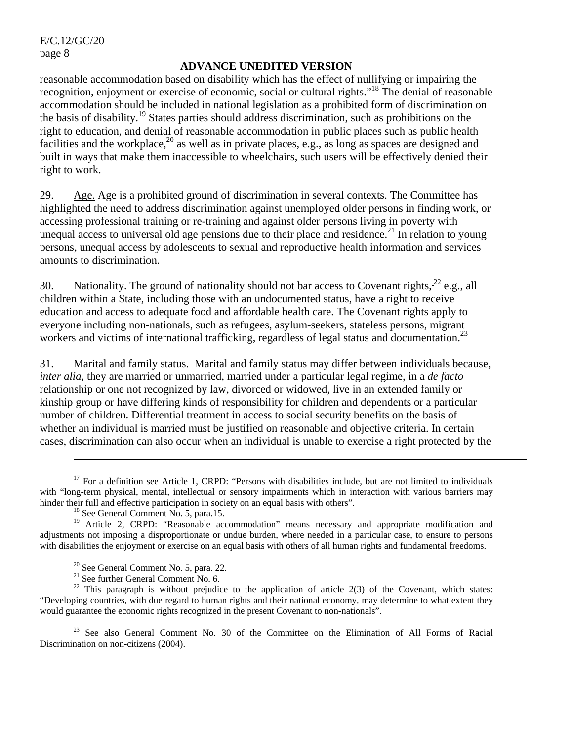reasonable accommodation based on disability which has the effect of nullifying or impairing the recognition, enjoyment or exercise of economic, social or cultural rights."[18] The denial of reasonable accommodation should be included in national legislation as a prohibited form of discrimination on the basis of disability.[19] States parties should address discrimination, such as prohibitions on the right to education, and denial of reasonable accommodation in public places such as public health facilities and the workplace,[20] as well as in private places, e.g., as long as spaces are designed and built in ways that make them inaccessible to wheelchairs, such users will be effectively denied their right to work.

29. Age. Age is a prohibited ground of discrimination in several contexts. The Committee has highlighted the need to address discrimination against unemployed older persons in finding work, or accessing professional training or re-training and against older persons living in poverty with unequal access to universal old age pensions due to their place and residence.[21] In relation to young persons, unequal access by adolescents to sexual and reproductive health information and services amounts to discrimination.

30. Nationality. The ground of nationality should not bar access to Covenant rights,[22] e.g., all children within a State, including those with an undocumented status, have a right to receive education and access to adequate food and affordable health care. The Covenant rights apply to everyone including non-nationals, such as refugees, asylum-seekers, stateless persons, migrant workers and victims of international trafficking, regardless of legal status and documentation.[23]

31. Marital and family status. Marital and family status may differ between individuals because, *inter alia*, they are married or unmarried, married under a particular legal regime, in a *de facto* relationship or one not recognized by law, divorced or widowed, live in an extended family or kinship group or have differing kinds of responsibility for children and dependents or a particular number of children. Differential treatment in access to social security benefits on the basis of whether an individual is married must be justified on reasonable and objective criteria. In certain cases, discrimination can also occur when an individual is unable to exercise a right protected by the

---

[17] For a definition see Article 1, CRPD: "Persons with disabilities include, but are not limited to individuals with "long-term physical, mental, intellectual or sensory impairments which in interaction with various barriers may hinder their full and effective participation in society on an equal basis with others".

[18] See General Comment No. 5, para.15.

[19] Article 2, CRPD: "Reasonable accommodation" means necessary and appropriate modification and adjustments not imposing a disproportionate or undue burden, where needed in a particular case, to ensure to persons with disabilities the enjoyment or exercise on an equal basis with others of all human rights and fundamental freedoms.

[20] See General Comment No. 5, para. 22.

[21] See further General Comment No. 6.

[22] This paragraph is without prejudice to the application of article 2(3) of the Covenant, which states: "Developing countries, with due regard to human rights and their national economy, may determine to what extent they would guarantee the economic rights recognized in the present Covenant to non-nationals".

[23] See also General Comment No. 30 of the Committee on the Elimination of All Forms of Racial Discrimination on non-citizens (2004).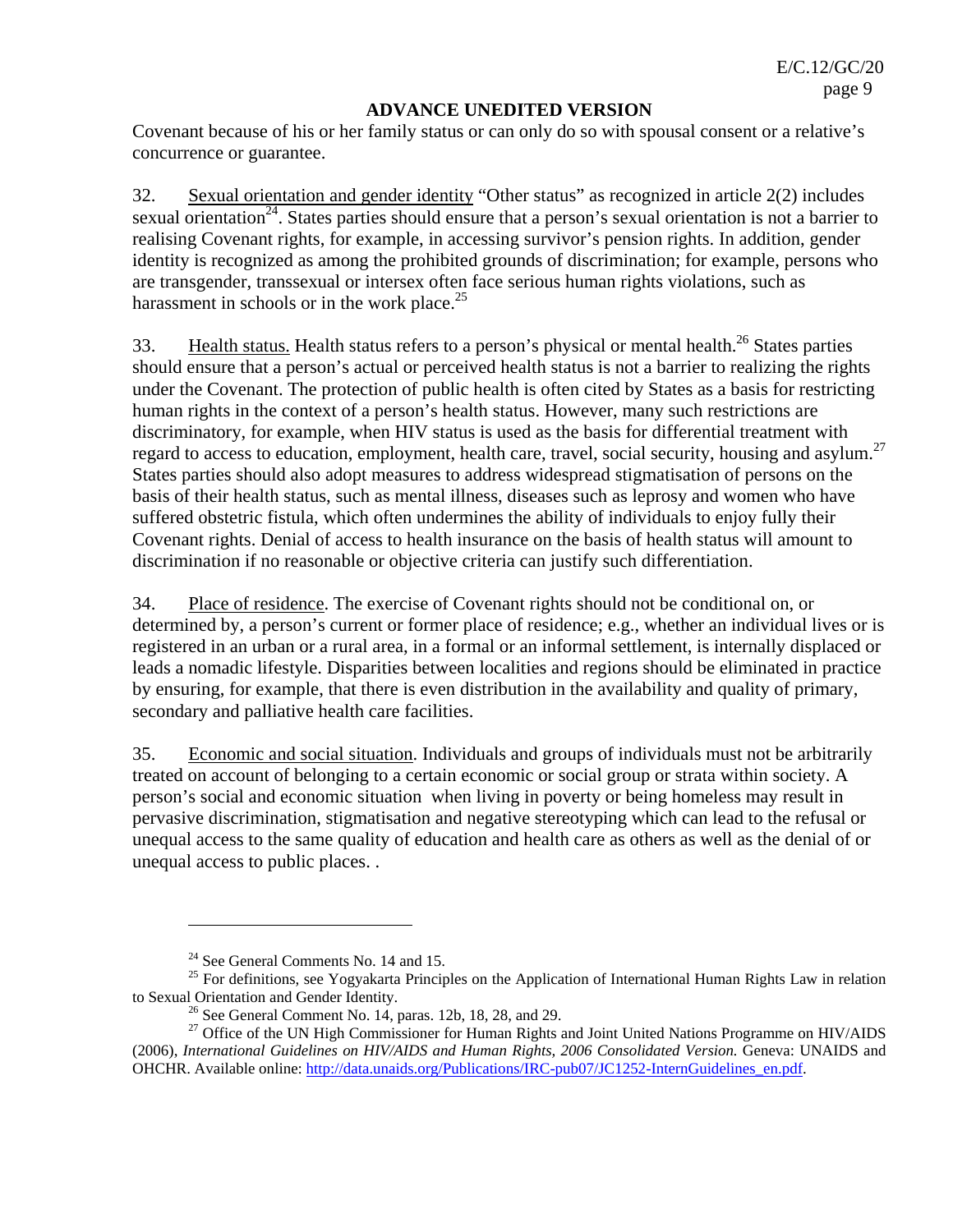Covenant because of his or her family status or can only do so with spousal consent or a relative's concurrence or guarantee.

32. Sexual orientation and gender identity "Other status" as recognized in article 2(2) includes sexual orientation[24]. States parties should ensure that a person's sexual orientation is not a barrier to realising Covenant rights, for example, in accessing survivor's pension rights. In addition, gender identity is recognized as among the prohibited grounds of discrimination; for example, persons who are transgender, transsexual or intersex often face serious human rights violations, such as harassment in schools or in the work place.[25]

33. Health status. Health status refers to a person's physical or mental health.[26] States parties should ensure that a person's actual or perceived health status is not a barrier to realizing the rights under the Covenant. The protection of public health is often cited by States as a basis for restricting human rights in the context of a person's health status. However, many such restrictions are discriminatory, for example, when HIV status is used as the basis for differential treatment with regard to access to education, employment, health care, travel, social security, housing and asylum.[27] States parties should also adopt measures to address widespread stigmatisation of persons on the basis of their health status, such as mental illness, diseases such as leprosy and women who have suffered obstetric fistula, which often undermines the ability of individuals to enjoy fully their Covenant rights. Denial of access to health insurance on the basis of health status will amount to discrimination if no reasonable or objective criteria can justify such differentiation.

34. Place of residence. The exercise of Covenant rights should not be conditional on, or determined by, a person's current or former place of residence; e.g., whether an individual lives or is registered in an urban or a rural area, in a formal or an informal settlement, is internally displaced or leads a nomadic lifestyle. Disparities between localities and regions should be eliminated in practice by ensuring, for example, that there is even distribution in the availability and quality of primary, secondary and palliative health care facilities.

35. Economic and social situation. Individuals and groups of individuals must not be arbitrarily treated on account of belonging to a certain economic or social group or strata within society. A person's social and economic situation when living in poverty or being homeless may result in pervasive discrimination, stigmatisation and negative stereotyping which can lead to the refusal or unequal access to the same quality of education and health care as others as well as the denial of or unequal access to public places. .

---

[24] See General Comments No. 14 and 15.

[25] For definitions, see Yogyakarta Principles on the Application of International Human Rights Law in relation to Sexual Orientation and Gender Identity.

[26] See General Comment No. 14, paras. 12b, 18, 28, and 29.

[27] Office of the UN High Commissioner for Human Rights and Joint United Nations Programme on HIV/AIDS (2006), *International Guidelines on HIV/AIDS and Human Rights, 2006 Consolidated Version.* Geneva: UNAIDS and OHCHR. Available online: http://data.unaids.org/Publications/IRC-pub07/JC1252-InternGuidelines_en.pdf.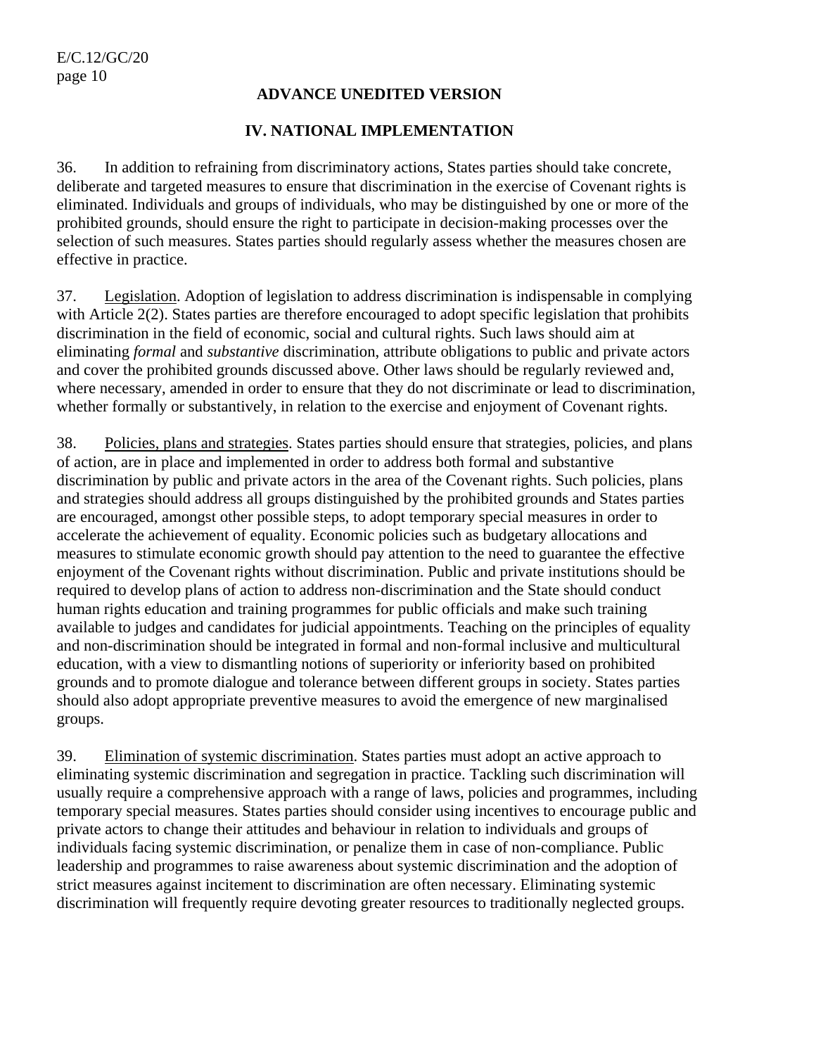**ADVANCE UNEDITED VERSION**

## IV. NATIONAL IMPLEMENTATION

36. In addition to refraining from discriminatory actions, States parties should take concrete, deliberate and targeted measures to ensure that discrimination in the exercise of Covenant rights is eliminated. Individuals and groups of individuals, who may be distinguished by one or more of the prohibited grounds, should ensure the right to participate in decision-making processes over the selection of such measures. States parties should regularly assess whether the measures chosen are effective in practice.

37. Legislation. Adoption of legislation to address discrimination is indispensable in complying with Article 2(2). States parties are therefore encouraged to adopt specific legislation that prohibits discrimination in the field of economic, social and cultural rights. Such laws should aim at eliminating *formal* and *substantive* discrimination, attribute obligations to public and private actors and cover the prohibited grounds discussed above. Other laws should be regularly reviewed and, where necessary, amended in order to ensure that they do not discriminate or lead to discrimination, whether formally or substantively, in relation to the exercise and enjoyment of Covenant rights.

38. Policies, plans and strategies. States parties should ensure that strategies, policies, and plans of action, are in place and implemented in order to address both formal and substantive discrimination by public and private actors in the area of the Covenant rights. Such policies, plans and strategies should address all groups distinguished by the prohibited grounds and States parties are encouraged, amongst other possible steps, to adopt temporary special measures in order to accelerate the achievement of equality. Economic policies such as budgetary allocations and measures to stimulate economic growth should pay attention to the need to guarantee the effective enjoyment of the Covenant rights without discrimination. Public and private institutions should be required to develop plans of action to address non-discrimination and the State should conduct human rights education and training programmes for public officials and make such training available to judges and candidates for judicial appointments. Teaching on the principles of equality and non-discrimination should be integrated in formal and non-formal inclusive and multicultural education, with a view to dismantling notions of superiority or inferiority based on prohibited grounds and to promote dialogue and tolerance between different groups in society. States parties should also adopt appropriate preventive measures to avoid the emergence of new marginalised groups.

39. Elimination of systemic discrimination. States parties must adopt an active approach to eliminating systemic discrimination and segregation in practice. Tackling such discrimination will usually require a comprehensive approach with a range of laws, policies and programmes, including temporary special measures. States parties should consider using incentives to encourage public and private actors to change their attitudes and behaviour in relation to individuals and groups of individuals facing systemic discrimination, or penalize them in case of non-compliance. Public leadership and programmes to raise awareness about systemic discrimination and the adoption of strict measures against incitement to discrimination are often necessary. Eliminating systemic discrimination will frequently require devoting greater resources to traditionally neglected groups.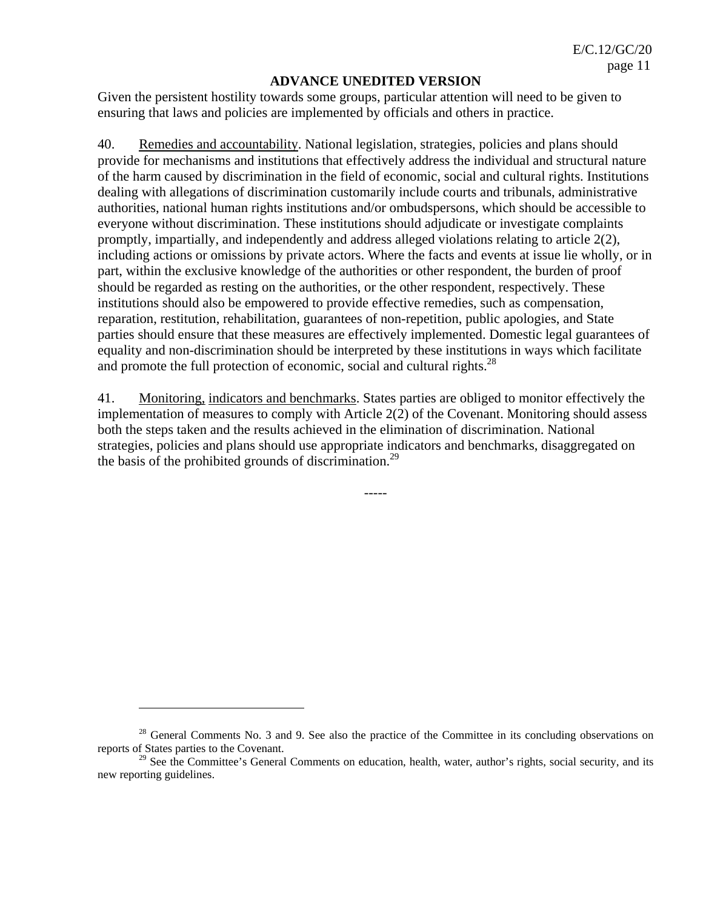Given the persistent hostility towards some groups, particular attention will need to be given to ensuring that laws and policies are implemented by officials and others in practice.

40. Remedies and accountability. National legislation, strategies, policies and plans should provide for mechanisms and institutions that effectively address the individual and structural nature of the harm caused by discrimination in the field of economic, social and cultural rights. Institutions dealing with allegations of discrimination customarily include courts and tribunals, administrative authorities, national human rights institutions and/or ombudspersons, which should be accessible to everyone without discrimination. These institutions should adjudicate or investigate complaints promptly, impartially, and independently and address alleged violations relating to article 2(2), including actions or omissions by private actors. Where the facts and events at issue lie wholly, or in part, within the exclusive knowledge of the authorities or other respondent, the burden of proof should be regarded as resting on the authorities, or the other respondent, respectively. These institutions should also be empowered to provide effective remedies, such as compensation, reparation, restitution, rehabilitation, guarantees of non-repetition, public apologies, and State parties should ensure that these measures are effectively implemented. Domestic legal guarantees of equality and non-discrimination should be interpreted by these institutions in ways which facilitate and promote the full protection of economic, social and cultural rights.[28]

41. Monitoring, indicators and benchmarks. States parties are obliged to monitor effectively the implementation of measures to comply with Article 2(2) of the Covenant. Monitoring should assess both the steps taken and the results achieved in the elimination of discrimination. National strategies, policies and plans should use appropriate indicators and benchmarks, disaggregated on the basis of the prohibited grounds of discrimination.[29]

-----

[28] General Comments No. 3 and 9. See also the practice of the Committee in its concluding observations on reports of States parties to the Covenant.

[29] See the Committee's General Comments on education, health, water, author's rights, social security, and its new reporting guidelines.